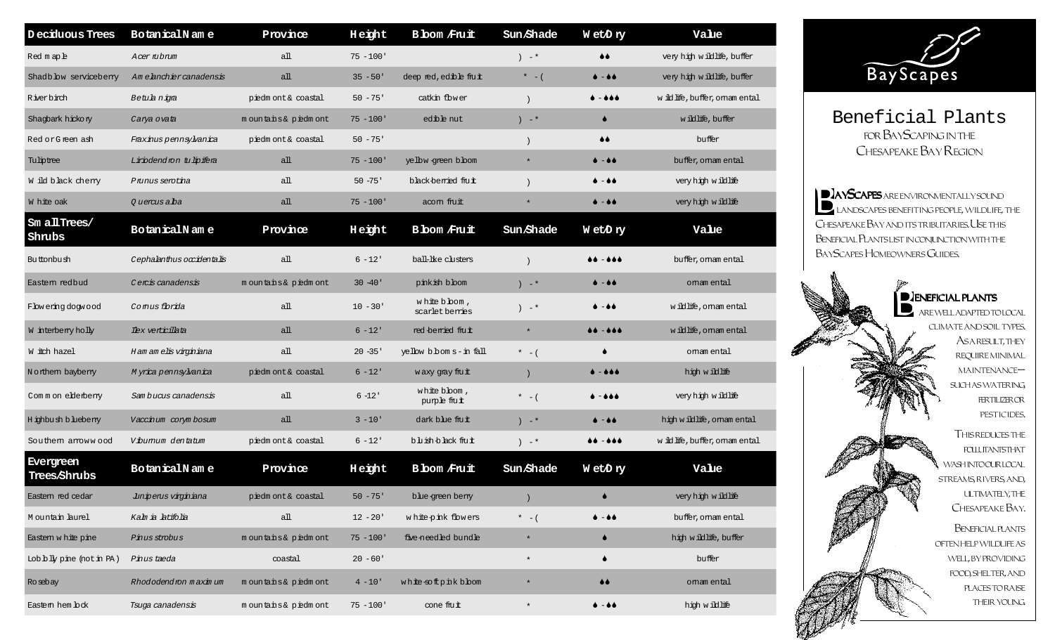| Deciduous Trees | Botanical Name | Province | Height | Bloom/Fruit | Sun/Shade | Wet/Dry | Value |
|---|---|---|---|---|---|---|---|
| Red maple | *Acer rubrum* | all | 75-100' | | ) - * | ♦♦ | very high wildlife, buffer |
| Shadblow serviceberry | *Amelanchier canadensis* | all | 35-50' | deep red, edible fruit | * - ( | ♦ - ♦♦ | very high wildlife, buffer |
| River birch | *Betula nigra* | piedmont & coastal | 50-75' | catkin flower | ) | ♦ - ♦♦♦ | wildlife, buffer, ornamental |
| Shagbark hickory | *Carya ovata* | mountains & piedmont | 75-100' | edible nut | ) - * | ♦ | wildlife, buffer |
| Red or Green ash | *Fraxinus pennsylvanica* | piedmont & coastal | 50-75' | | ) | ♦♦ | buffer |
| Tuliptree | *Liriodendron tulipifera* | all | 75-100' | yellow-green bloom | * | ♦ - ♦♦ | buffer, ornamental |
| Wild black cherry | *Prunus serotina* | all | 50-75' | black-berried fruit | ) | ♦ - ♦♦ | very high wildlife |
| White oak | *Quercus alba* | all | 75-100' | acorn fruit | * | ♦ - ♦♦ | very high wildlife |
| **Small Trees/ Shrubs** | **Botanical Name** | **Province** | **Height** | **Bloom/Fruit** | **Sun/Shade** | **Wet/Dry** | **Value** |
| Buttonbush | *Cephalanthus occidentalis* | all | 6-12' | ball-like clusters | ) | ♦♦ - ♦♦♦ | buffer, ornamental |
| Eastern redbud | *Cercis canadensis* | mountains & piedmont | 30-40' | pinkish bloom | ) - * | ♦ - ♦♦ | ornamental |
| Flowering dogwood | *Cornus florida* | all | 10-30' | white bloom, scarlet berries | ) - * | ♦ - ♦♦ | wildlife, ornamental |
| Winterberry holly | *Ilex verticillata* | all | 6-12' | red-berried fruit | * | ♦♦ - ♦♦♦ | wildlife, ornamental |
| Witch hazel | *Hamamelis virginiana* | all | 20-35' | yellow blooms - in fall | * - ( | ♦ | ornamental |
| Northern bayberry | *Myrica pennsylvanica* | piedmont & coastal | 6-12' | waxy gray fruit | ) | ♦ - ♦♦♦ | high wildlife |
| Common elderberry | *Sambucus canadensis* | all | 6-12' | white bloom, purple fruit | * - ( | ♦ - ♦♦♦ | very high wildlife |
| Highbush blueberry | *Vaccinium corymbosum* | all | 3-10' | dark blue fruit | ) - * | ♦ - ♦♦ | high wildlife, ornamental |
| Southern arrowwood | *Viburnum dentatum* | piedmont & coastal | 6-12' | bluish-black fruit | ) - * | ♦♦ - ♦♦♦ | wildlife, buffer, ornamental |
| **Evergreen Trees/Shrubs** | **Botanical Name** | **Province** | **Height** | **Bloom/Fruit** | **Sun/Shade** | **Wet/Dry** | **Value** |
| Eastern red cedar | *Juniperus virginiana* | piedmont & coastal | 50-75' | blue-green berry | ) | ♦ | very high wildlife |
| Mountain laurel | *Kalmia latifolia* | all | 12-20' | white-pink flowers | * - ( | ♦ - ♦♦ | buffer, ornamental |
| Eastern white pine | *Pinus strobus* | mountains & piedmont | 75-100' | five-needled bundle | * | ♦ | high wildlife, buffer |
| Loblolly pine (not in PA) | *Pinus taeda* | coastal | 20-60' | | * | ♦ | buffer |
| Rosebay | *Rhododendron maximum* | mountains & piedmont | 4-10' | white-soft pink bloom | * | ♦♦ | ornamental |
| Eastern hemlock | *Tsuga canadensis* | mountains & piedmont | 75-100' | cone fruit | * | ♦ - ♦♦ | high wildlife |

BayScapes

# Beneficial Plants

## for BayScaping in the Chesapeake Bay Region

**BayScapes** are environmentally sound landscapes benefiting people, wildlife, the Chesapeake Bay and its tributaries. Use this Beneficial Plants list in conjunction with the BayScapes Homeowners Guides.

**Beneficial plants** are well adapted to local climate and soil types. As a result, they require minimal maintenance—such as watering, fertilizer or pesticides.

This reduces the pollutants that wash into our local streams, rivers, and, ultimately, the Chesapeake Bay.

Beneficial plants often help wildlife as well, by providing food, shelter, and places to raise their young.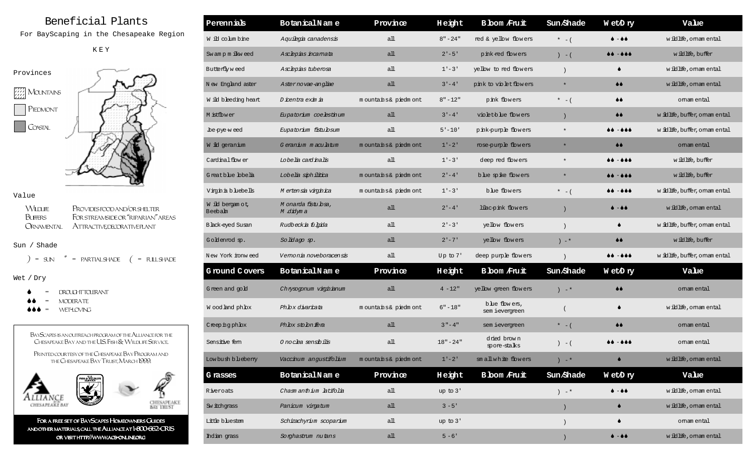# Beneficial Plants

For BayScaping in the Chesapeake Region

KEY

**Provinces**

- Mountains
- Piedmont
- Coastal

**Value**

- Wildlife — Provides food and/or shelter
- Buffers — For streamside or "riparian" areas
- Ornamental — Attractive, decorative plant

**Sun / Shade**

) = sun * = partial shade ( = full shade

**Wet / Dry**

- ♦ = drought tolerant
- ♦♦ = moderate
- ♦♦♦ = wet-loving

BayScapes is an outreach program of the Alliance for the Chesapeake Bay and the U.S. Fish & Wildlife Service.

Printed courtesy of the Chesapeake Bay Program and the Chesapeake Bay Trust, March 1999.

For a free set of BayScapes Homeowners Guides and other materials, call the Alliance at 1-800-662-CRIS or visit http://www.acb-online.org

| Perennials | Botanical Name | Province | Height | Bloom/Fruit | Sun/Shade | Wet/Dry | Value |
|---|---|---|---|---|---|---|---|
| Wild columbine | *Aquilegia canadensis* | all | 8"-24" | red & yellow flowers | * - ( | ♦ - ♦♦ | wildlife, ornamental |
| Swamp milkweed | *Asclepias incarnata* | all | 2'-5' | pink-red flowers | ) - ( | ♦♦ - ♦♦♦ | wildlife, buffer |
| Butterfly weed | *Asclepias tuberosa* | all | 1'-3' | yellow to red flowers | ) | ♦ | wildlife, ornamental |
| New England aster | *Aster novae-angliae* | all | 3'-4' | pink to violet flowers | * | ♦♦ | wildlife, ornamental |
| Wild bleeding heart | *Dicentra eximia* | mountains & piedmont | 8"-12" | pink flowers | * - ( | ♦♦ | ornamental |
| Mistflower | *Eupatorium coelestinum* | all | 3'-4' | violet-blue flowers | ) | ♦♦ | wildlife, buffer, ornamental |
| Joe-pye-weed | *Eupatorium fistulosum* | all | 5'-10' | pink-purple flowers | * | ♦♦ - ♦♦♦ | wildlife, buffer, ornamental |
| Wild geranium | *Geranium maculatum* | mountains & piedmont | 1'-2' | rose-purple flowers | * | ♦♦ | ornamental |
| Cardinal flower | *Lobelia cardinalis* | all | 1'-3' | deep red flowers | * | ♦♦ - ♦♦♦ | wildlife, buffer |
| Great blue lobelia | *Lobelia siphilitica* | mountains & piedmont | 2'-4' | blue spike flowers | * | ♦♦ - ♦♦♦ | wildlife, buffer |
| Virginia bluebells | *Mertensia virginica* | mountains & piedmont | 1'-3' | blue flowers | * - ( | ♦♦ - ♦♦♦ | wildlife, buffer, ornamental |
| Wild bergamot, Beebalm | *Monarda fistulosa, M. didyma* | all | 2'-4' | lilac-pink flowers | ) | ♦ - ♦♦ | wildlife, ornamental |
| Black-eyed Susan | *Rudbeckia fulgida* | all | 2'-3' | yellow flowers | ) | ♦ | wildlife, buffer, ornamental |
| Goldenrod sp. | *Solidago sp.* | all | 2'-7' | yellow flowers | ) - * | ♦♦ | wildlife, buffer |
| New York ironweed | *Vernonia noveboracensis* | all | Up to 7' | deep purple flowers | ) | ♦♦ - ♦♦♦ | wildlife, buffer, ornamental |
| **Ground Covers** | **Botanical Name** | **Province** | **Height** | **Bloom/Fruit** | **Sun/Shade** | **Wet/Dry** | **Value** |
| Green and gold | *Chrysogonum virginianum* | all | 4-12" | yellow-green flowers | ) - * | ♦♦ | ornamental |
| Woodland phlox | *Phlox divaricata* | mountains & piedmont | 6"-18" | blue flowers, semi-evergreen | ( | ♦ | wildlife, ornamental |
| Creeping phlox | *Phlox stolonifera* | all | 3"-4" | semi-evergreen | * - ( | ♦♦ | ornamental |
| Sensitive fern | *Onoclea sensibilis* | all | 18"-24" | dried brown spore-stalks | ) - ( | ♦♦ - ♦♦♦ | ornamental |
| Lowbush blueberry | *Vaccinium angustifolium* | mountains & piedmont | 1'-2' | small white flowers | ) - * | ♦ | wildlife, ornamental |
| **Grasses** | **Botanical Name** | **Province** | **Height** | **Bloom/Fruit** | **Sun/Shade** | **Wet/Dry** | **Value** |
| River oats | *Chasmanthium latifolia* | all | up to 3' | | ) - * | ♦ - ♦♦ | wildlife, ornamental |
| Switchgrass | *Panicum virgatum* | all | 3-5' | | ) | ♦ | wildlife, ornamental |
| Little bluestem | *Schizachyrium scoparium* | all | up to 3' | | ) | ♦ | ornamental |
| Indian grass | *Sorghastrum nutans* | all | 5-6' | | ) | ♦ - ♦♦ | wildlife, ornamental |